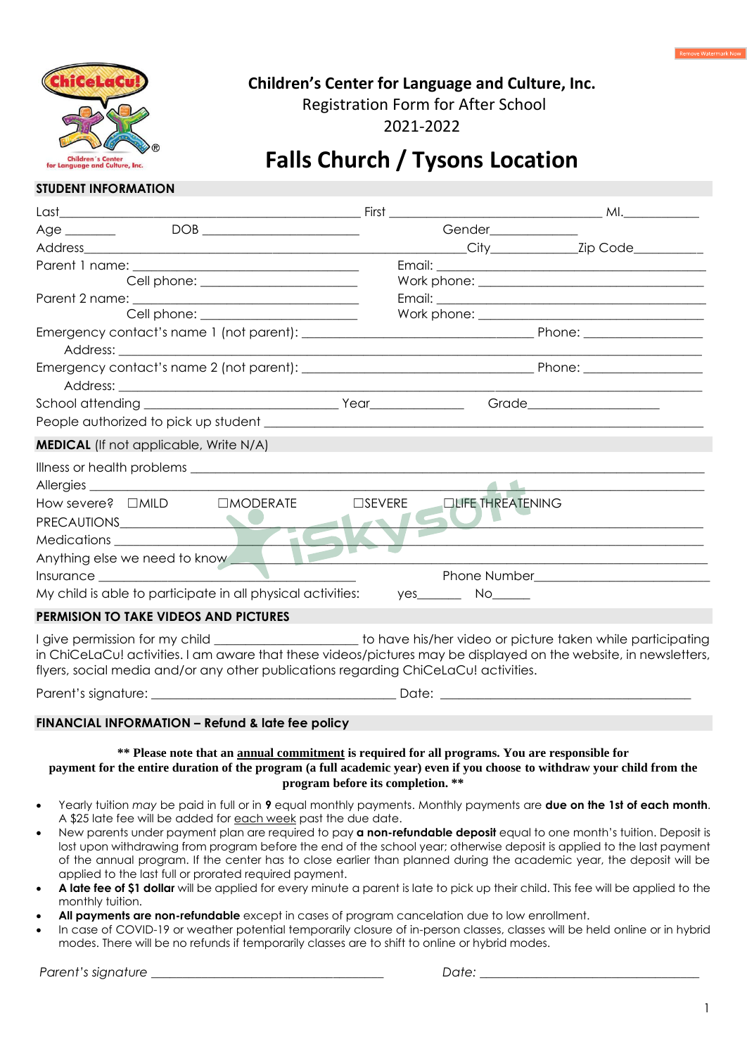# Children's Center for Language and Culture, Inc.

Registration Form for After School

2021-2022

# Falls Church / Tysons Location

## STUDENT INFORMATION

Last\_\_\_\_\_\_\_\_\_\_\_\_\_\_\_\_\_\_\_\_\_\_\_\_\_\_\_\_\_\_\_\_\_\_\_\_\_\_\_\_ First \_\_\_\_\_\_\_\_\_\_\_\_\_\_\_\_\_\_\_\_\_\_\_\_\_\_\_\_ MI.\_\_\_\_\_\_\_\_\_\_\_

Age \_\_\_\_\_\_\_ DOB \_\_\_\_\_\_\_\_\_\_\_\_\_\_\_\_\_\_\_\_\_\_ Gender\_\_\_\_\_\_\_\_\_\_\_\_\_

Address\_\_\_\_\_\_\_\_\_\_\_\_\_\_\_\_\_\_\_\_\_\_\_\_\_\_\_\_\_\_\_\_\_\_\_\_\_\_\_\_\_\_\_\_\_\_\_\_\_City\_\_\_\_\_\_\_\_\_\_\_\_Zip Code\_\_\_\_\_\_\_\_\_\_

Parent 1 name: \_\_\_\_\_\_\_\_\_\_\_\_\_\_\_\_\_\_\_\_\_\_\_\_\_\_\_\_\_\_ Email: \_\_\_\_\_\_\_\_\_\_\_\_\_\_\_\_\_\_\_\_\_\_\_\_\_\_\_\_\_\_\_\_\_\_\_\_

Cell phone: \_\_\_\_\_\_\_\_\_\_\_\_\_\_\_\_\_\_\_\_\_\_ Work phone: \_\_\_\_\_\_\_\_\_\_\_\_\_\_\_\_\_\_\_\_\_\_\_\_\_\_\_\_\_\_

Parent 2 name: \_\_\_\_\_\_\_\_\_\_\_\_\_\_\_\_\_\_\_\_\_\_\_\_\_\_\_\_\_\_ Email: \_\_\_\_\_\_\_\_\_\_\_\_\_\_\_\_\_\_\_\_\_\_\_\_\_\_\_\_\_\_\_\_\_\_\_\_

Cell phone: \_\_\_\_\_\_\_\_\_\_\_\_\_\_\_\_\_\_\_\_\_\_ Work phone: \_\_\_\_\_\_\_\_\_\_\_\_\_\_\_\_\_\_\_\_\_\_\_\_\_\_\_\_\_\_

Emergency contact's name 1 (not parent): \_\_\_\_\_\_\_\_\_\_\_\_\_\_\_\_\_\_\_\_\_\_\_\_\_\_\_\_\_\_ Phone: \_\_\_\_\_\_\_\_\_\_\_\_\_\_\_\_

Address: \_\_\_\_\_\_\_\_\_\_\_\_\_\_\_\_\_\_\_\_\_\_\_\_\_\_\_\_\_\_\_\_\_\_\_\_\_\_\_\_\_\_\_\_\_\_\_\_\_\_\_\_\_\_\_\_\_\_\_\_\_\_\_\_\_\_\_\_\_\_\_\_\_\_\_\_

Emergency contact's name 2 (not parent): \_\_\_\_\_\_\_\_\_\_\_\_\_\_\_\_\_\_\_\_\_\_\_\_\_\_\_\_\_\_ Phone: \_\_\_\_\_\_\_\_\_\_\_\_\_\_\_\_

Address: \_\_\_\_\_\_\_\_\_\_\_\_\_\_\_\_\_\_\_\_\_\_\_\_\_\_\_\_\_\_\_\_\_\_\_\_\_\_\_\_\_\_\_\_\_\_\_\_\_\_\_\_\_\_\_\_\_\_\_\_\_\_\_\_\_\_\_\_\_\_\_\_\_\_\_\_

School attending \_\_\_\_\_\_\_\_\_\_\_\_\_\_\_\_\_\_\_\_\_\_\_\_\_\_ Year\_\_\_\_\_\_\_\_\_\_\_\_\_ Grade\_\_\_\_\_\_\_\_\_\_\_\_\_\_\_\_\_\_\_

People authorized to pick up student \_\_\_\_\_\_\_\_\_\_\_\_\_\_\_\_\_\_\_\_\_\_\_\_\_\_\_\_\_\_\_\_\_\_\_\_\_\_\_\_\_\_\_\_\_\_\_\_\_\_\_\_\_\_\_

## MEDICAL (If not applicable, Write N/A)

Illness or health problems \_\_\_\_\_\_\_\_\_\_\_\_\_\_\_\_\_\_\_\_\_\_\_\_\_\_\_\_\_\_\_\_\_\_\_\_\_\_\_\_\_\_\_\_\_\_\_\_\_\_\_\_\_\_\_\_\_\_\_\_\_\_

Allergies \_\_\_\_\_\_\_\_\_\_\_\_\_\_\_\_\_\_\_\_\_\_\_\_\_\_\_\_\_\_\_\_\_\_\_\_\_\_\_\_\_\_\_\_\_\_\_\_\_\_\_\_\_\_\_\_\_\_\_\_\_\_\_\_\_\_\_\_\_\_\_\_\_\_\_\_\_

How severe? ☐MILD ☐MODERATE ☐SEVERE ☐LIFE THREATENING

PRECAUTIONS\_\_\_\_\_\_\_\_\_\_\_\_\_\_\_\_\_\_\_\_\_\_\_\_\_\_\_\_\_\_\_\_\_\_\_\_\_\_\_\_\_\_\_\_\_\_\_\_\_\_\_\_\_\_\_\_\_\_\_\_\_\_\_\_\_\_\_\_\_\_\_\_

Medications \_\_\_\_\_\_\_\_\_\_\_\_\_\_\_\_\_\_\_\_\_\_\_\_\_\_\_\_\_\_\_\_\_\_\_\_\_\_\_\_\_\_\_\_\_\_\_\_\_\_\_\_\_\_\_\_\_\_\_\_\_\_\_\_\_\_\_\_\_\_\_\_\_\_

Anything else we need to know\_\_\_\_\_\_\_\_\_\_\_\_\_\_\_\_\_\_\_\_\_\_\_\_\_\_\_\_\_\_\_\_\_\_\_\_\_\_\_\_\_\_\_\_\_\_\_\_\_\_\_\_\_\_\_\_\_\_\_\_

Insurance \_\_\_\_\_\_\_\_\_\_\_\_\_\_\_\_\_\_\_\_\_\_\_\_\_\_\_\_\_\_\_\_\_\_\_\_\_\_\_ Phone Number\_\_\_\_\_\_\_\_\_\_\_\_\_\_\_\_\_\_\_\_\_\_\_\_\_\_

My child is able to participate in all physical activities: yes\_\_\_\_\_\_ No\_\_\_\_\_\_

## PERMISION TO TAKE VIDEOS AND PICTURES

I give permission for my child \_\_\_\_\_\_\_\_\_\_\_\_\_\_\_\_\_\_\_\_\_ to have his/her video or picture taken while participating in ChiCeLaCu! activities. I am aware that these videos/pictures may be displayed on the website, in newsletters, flyers, social media and/or any other publications regarding ChiCeLaCu! activities.

Parent's signature: \_\_\_\_\_\_\_\_\_\_\_\_\_\_\_\_\_\_\_\_\_\_\_\_\_\_\_\_\_\_\_\_\_\_\_\_ Date: \_\_\_\_\_\_\_\_\_\_\_\_\_\_\_\_\_\_\_\_\_\_\_\_\_\_\_\_\_\_\_\_\_\_\_\_

## FINANCIAL INFORMATION – Refund & late fee policy

**\*\* Please note that an <u>annual commitment</u> is required for all programs. You are responsible for payment for the entire duration of the program (a full academic year) even if you choose to withdraw your child from the program before its completion. \*\***

- Yearly tuition *may* be paid in full or in **9** equal monthly payments. Monthly payments are **due on the 1st of each month**. A $25 late fee will be added for <u>each week</u> past the due date.
- New parents under payment plan are required to pay **a non-refundable deposit** equal to one month's tuition. Deposit is lost upon withdrawing from program before the end of the school year; otherwise deposit is applied to the last payment of the annual program. If the center has to close earlier than planned during the academic year, the deposit will be applied to the last full or prorated required payment.
- **A late fee of $1 dollar** will be applied for every minute a parent is late to pick up their child. This fee will be applied to the monthly tuition.
- **All payments are non-refundable** except in cases of program cancelation due to low enrollment.
- In case of COVID-19 or weather potential temporarily closure of in-person classes, classes will be held online or in hybrid modes. There will be no refunds if temporarily classes are to shift to online or hybrid modes.

*Parent's signature* \_\_\_\_\_\_\_\_\_\_\_\_\_\_\_\_\_\_\_\_\_\_\_\_\_\_\_\_\_\_\_\_\_\_\_\_ *Date:* \_\_\_\_\_\_\_\_\_\_\_\_\_\_\_\_\_\_\_\_\_\_\_\_\_\_\_\_\_\_\_\_\_\_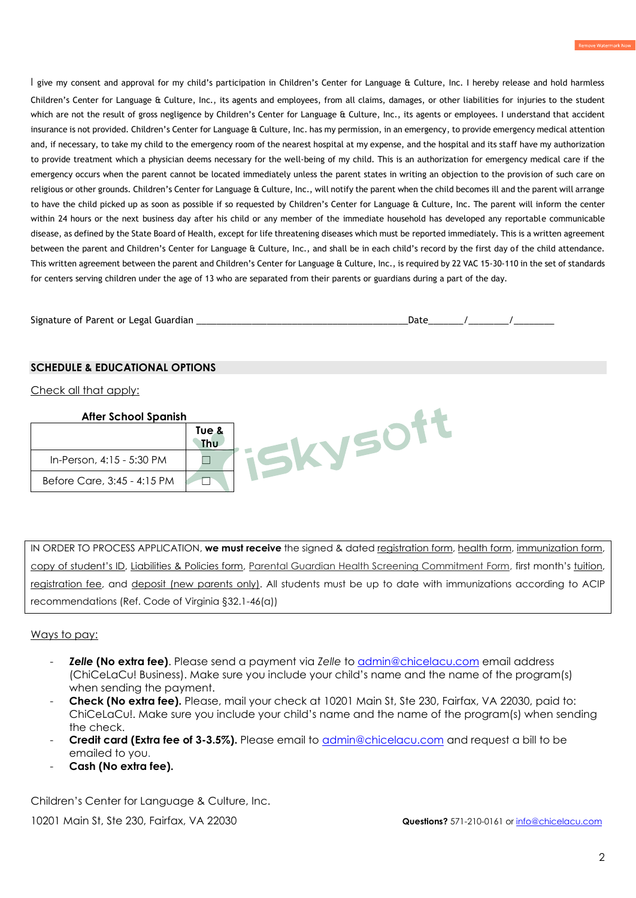I give my consent and approval for my child's participation in Children's Center for Language & Culture, Inc. I hereby release and hold harmless Children's Center for Language & Culture, Inc., its agents and employees, from all claims, damages, or other liabilities for injuries to the student which are not the result of gross negligence by Children's Center for Language & Culture, Inc., its agents or employees. I understand that accident insurance is not provided. Children's Center for Language & Culture, Inc. has my permission, in an emergency, to provide emergency medical attention and, if necessary, to take my child to the emergency room of the nearest hospital at my expense, and the hospital and its staff have my authorization to provide treatment which a physician deems necessary for the well-being of my child. This is an authorization for emergency medical care if the emergency occurs when the parent cannot be located immediately unless the parent states in writing an objection to the provision of such care on religious or other grounds. Children's Center for Language & Culture, Inc., will notify the parent when the child becomes ill and the parent will arrange to have the child picked up as soon as possible if so requested by Children's Center for Language & Culture, Inc. The parent will inform the center within 24 hours or the next business day after his child or any member of the immediate household has developed any reportable communicable disease, as defined by the State Board of Health, except for life threatening diseases which must be reported immediately. This is a written agreement between the parent and Children's Center for Language & Culture, Inc., and shall be in each child's record by the first day of the child attendance. This written agreement between the parent and Children's Center for Language & Culture, Inc., is required by 22 VAC 15-30-110 in the set of standards for centers serving children under the age of 13 who are separated from their parents or guardians during a part of the day.

Signature of Parent or Legal Guardian ____________________________________________Date_______/________/________

## SCHEDULE & EDUCATIONAL OPTIONS

Check all that apply:

**After School Spanish**

| | Tue & Thu |
|---|---|
| In-Person, 4:15 - 5:30 PM | ☐ |
| Before Care, 3:45 - 4:15 PM | ☐ |

IN ORDER TO PROCESS APPLICATION, **we must receive** the signed & dated registration form, health form, immunization form, copy of student's ID, Liabilities & Policies form, Parental Guardian Health Screening Commitment Form, first month's tuition, registration fee, and deposit (new parents only). All students must be up to date with immunizations according to ACIP recommendations (Ref. Code of Virginia §32.1-46(a))

Ways to pay:

- ***Zelle* (No extra fee)**. Please send a payment via *Zelle* to admin@chicelacu.com email address (ChiCeLaCu! Business). Make sure you include your child's name and the name of the program(s) when sending the payment.
- **Check (No extra fee).** Please, mail your check at 10201 Main St, Ste 230, Fairfax, VA 22030, paid to: ChiCeLaCu!. Make sure you include your child's name and the name of the program(s) when sending the check.
- **Credit card (Extra fee of 3-3.5%).** Please email to admin@chicelacu.com and request a bill to be emailed to you.
- **Cash (No extra fee).**

Children's Center for Language & Culture, Inc.

10201 Main St, Ste 230, Fairfax, VA 22030

**Questions?** 571-210-0161 or info@chicelacu.com